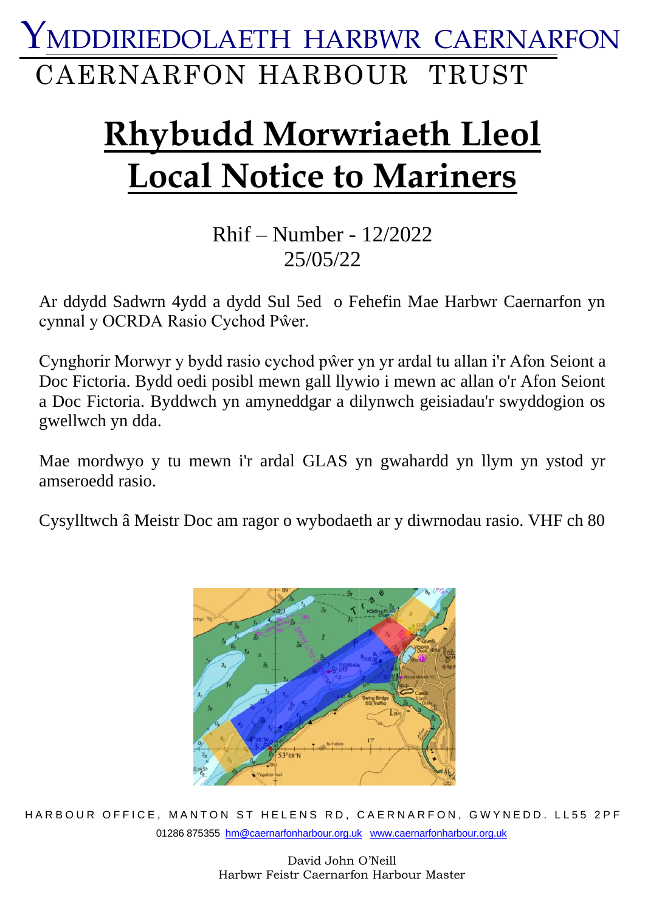# YMDDIRIEDOLAETH HARBWR CAERNARFON

# CAERNARFON HARBOUR TRUST

# Rhybudd Morwriaeth Lleol

# Local Notice to Mariners

Rhif – Number - 12/2022

25/05/22

Ar ddydd Sadwrn 4ydd a dydd Sul 5ed o Fehefin Mae Harbwr Caernarfon yn cynnal y OCRDA Rasio Cychod Pŵer.

Cynghorir Morwyr y bydd rasio cychod pŵer yn yr ardal tu allan i'r Afon Seiont a Doc Fictoria. Bydd oedi posibl mewn gall llywio i mewn ac allan o'r Afon Seiont a Doc Fictoria. Byddwch yn amyneddgar a dilynwch geisiadau'r swyddogion os gwellwch yn dda.

Mae mordwyo y tu mewn i'r ardal GLAS yn gwahardd yn llym yn ystod yr amseroedd rasio.

Cysylltwch â Meistr Doc am ragor o wybodaeth ar y diwrnodau rasio. VHF ch 80

HARBOUR OFFICE, MANTON ST HELENS RD, CAERNARFON, GWYNEDD. LL55 2PF

01286 875355 hm@caernarfonharbour.org.uk www.caernarfonharbour.org.uk

David John O'Neill

Harbwr Feistr Caernarfon Harbour Master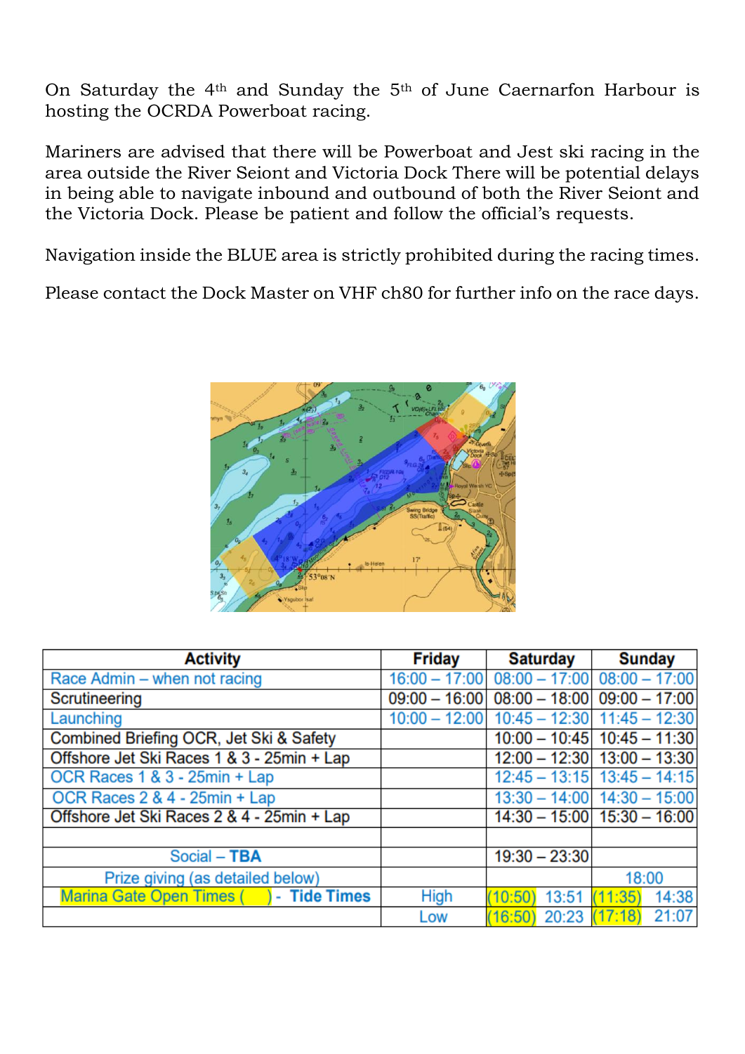On Saturday the 4th and Sunday the 5th of June Caernarfon Harbour is hosting the OCRDA Powerboat racing.

Mariners are advised that there will be Powerboat and Jest ski racing in the area outside the River Seiont and Victoria Dock There will be potential delays in being able to navigate inbound and outbound of both the River Seiont and the Victoria Dock. Please be patient and follow the official's requests.

Navigation inside the BLUE area is strictly prohibited during the racing times.

Please contact the Dock Master on VHF ch80 for further info on the race days.

| Activity | Friday | Saturday | | Sunday | |
|---|---|---|---|---|---|
| Race Admin – when not racing | 16:00 – 17:00 | 08:00 – 17:00 | | 08:00 – 17:00 | |
| Scrutineering | 09:00 – 16:00 | 08:00 – 18:00 | | 09:00 – 17:00 | |
| Launching | 10:00 – 12:00 | 10:45 – 12:30 | | 11:45 – 12:30 | |
| Combined Briefing OCR, Jet Ski & Safety | | 10:00 – 10:45 | | 10:45 – 11:30 | |
| Offshore Jet Ski Races 1 & 3 - 25min + Lap | | 12:00 – 12:30 | | 13:00 – 13:30 | |
| OCR Races 1 & 3 - 25min + Lap | | 12:45 – 13:15 | | 13:45 – 14:15 | |
| OCR Races 2 & 4 - 25min + Lap | | 13:30 – 14:00 | | 14:30 – 15:00 | |
| Offshore Jet Ski Races 2 & 4 - 25min + Lap | | 14:30 – 15:00 | | 15:30 – 16:00 | |
| | | | | | |
| Social – **TBA** | | 19:30 – 23:30 | | | |
| Prize giving (as detailed below) | | | | 18:00 | |
| Marina Gate Open Times (     ) - **Tide Times** | High | (10:50) | 13:51 | (11:35) | 14:38 |
| | Low | (16:50) | 20:23 | (17:18) | 21:07 |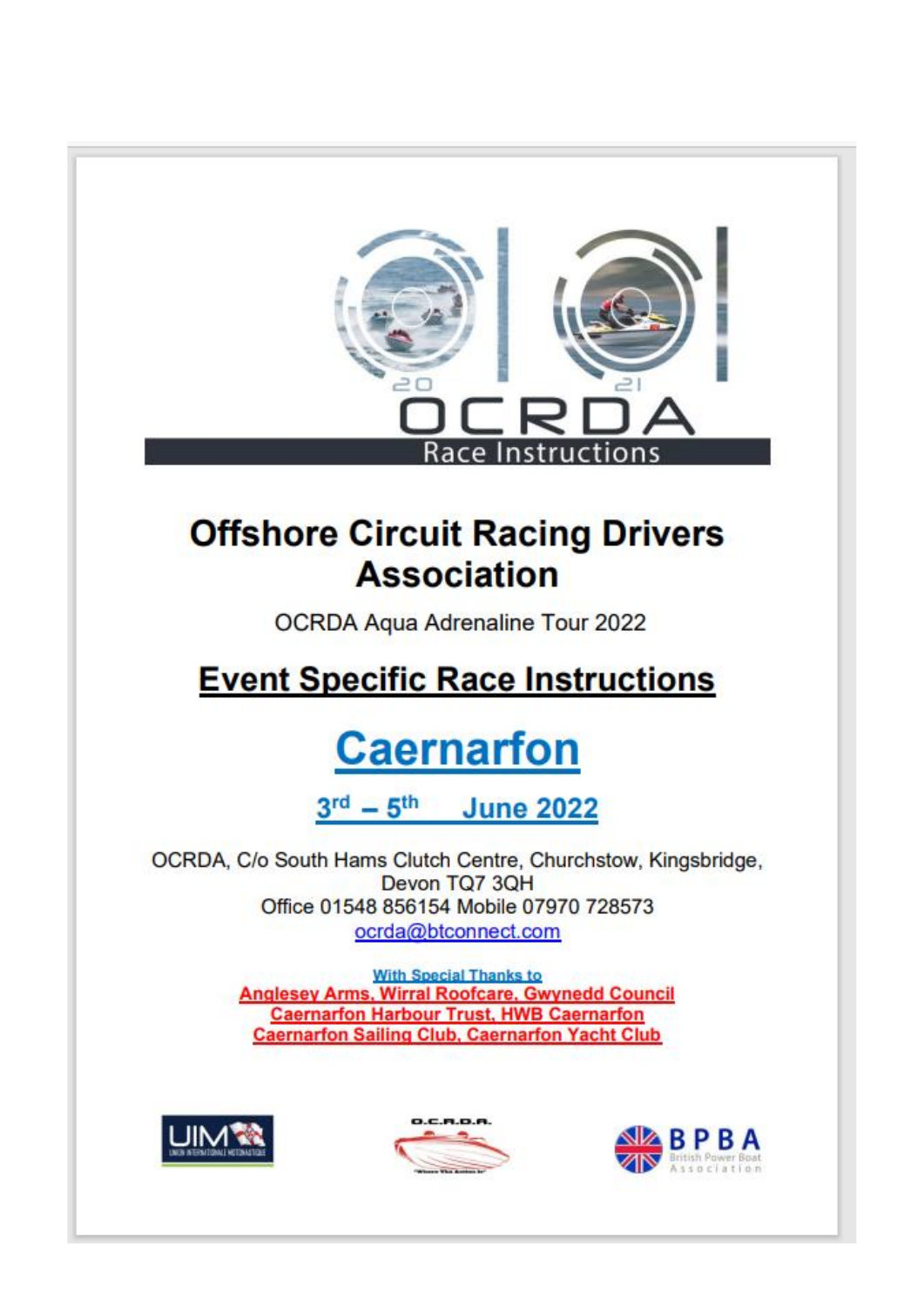20 21

OCRDA

Race Instructions

# Offshore Circuit Racing Drivers Association

OCRDA Aqua Adrenaline Tour 2022

## Event Specific Race Instructions

# Caernarfon

## 3rd – 5th June 2022

OCRDA, C/o South Hams Clutch Centre, Churchstow, Kingsbridge, Devon TQ7 3QH
Office 01548 856154 Mobile 07970 728573
ocrda@btconnect.com

**With Special Thanks to**
**Anglesey Arms, Wirral Roofcare, Gwynedd Council**
**Caernarfon Harbour Trust, HWB Caernarfon**
**Caernarfon Sailing Club, Caernarfon Yacht Club**

UIM

O.C.R.D.A.

BPBA British Power Boat Association